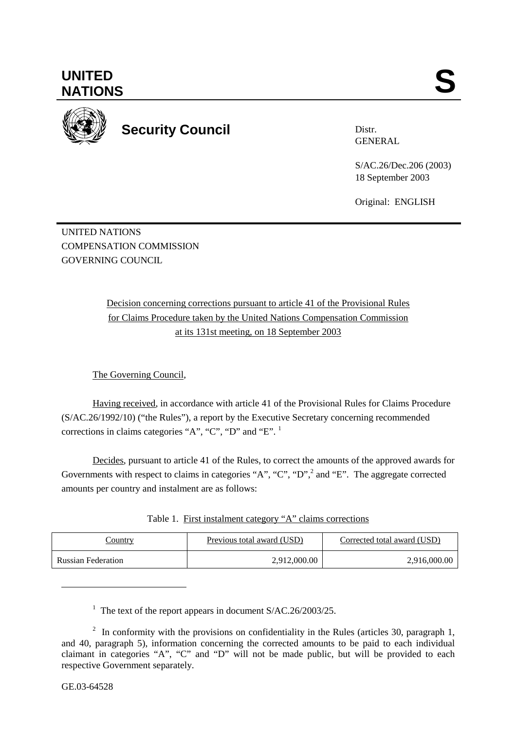**UNITED NATIONS** **S**

**Security Council**

Distr.
GENERAL

S/AC.26/Dec.206 (2003)
18 September 2003

Original: ENGLISH

UNITED NATIONS
COMPENSATION COMMISSION
GOVERNING COUNCIL

Decision concerning corrections pursuant to article 41 of the Provisional Rules for Claims Procedure taken by the United Nations Compensation Commission at its 131st meeting, on 18 September 2003

The Governing Council,

Having received, in accordance with article 41 of the Provisional Rules for Claims Procedure (S/AC.26/1992/10) ("the Rules"), a report by the Executive Secretary concerning recommended corrections in claims categories "A", "C", "D" and "E". [1]

Decides, pursuant to article 41 of the Rules, to correct the amounts of the approved awards for Governments with respect to claims in categories "A", "C", "D",[2] and "E". The aggregate corrected amounts per country and instalment are as follows:

Table 1. First instalment category "A" claims corrections

| Country | Previous total award (USD) | Corrected total award (USD) |
|---|---|---|
| Russian Federation | 2,912,000.00 | 2,916,000.00 |

[1] The text of the report appears in document S/AC.26/2003/25.

[2] In conformity with the provisions on confidentiality in the Rules (articles 30, paragraph 1, and 40, paragraph 5), information concerning the corrected amounts to be paid to each individual claimant in categories "A", "C" and "D" will not be made public, but will be provided to each respective Government separately.

GE.03-64528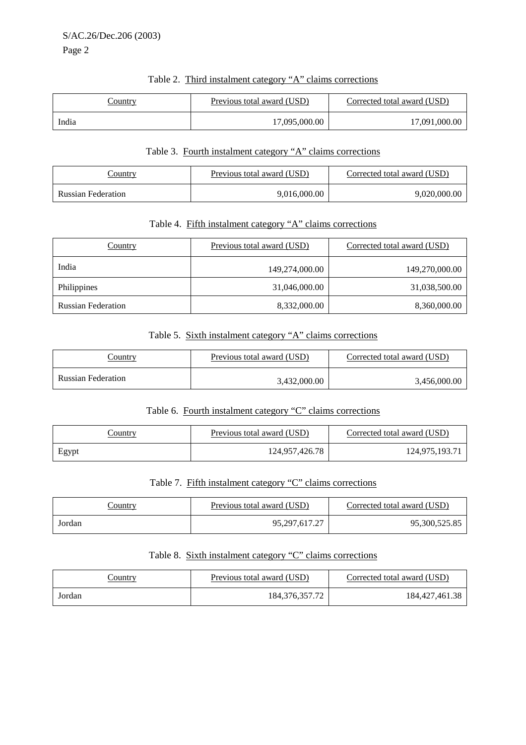Table 2. Third instalment category "A" claims corrections

| Country | Previous total award (USD) | Corrected total award (USD) |
|---|---|---|
| India | 17,095,000.00 | 17,091,000.00 |

Table 3. Fourth instalment category "A" claims corrections

| Country | Previous total award (USD) | Corrected total award (USD) |
|---|---|---|
| Russian Federation | 9,016,000.00 | 9,020,000.00 |

Table 4. Fifth instalment category "A" claims corrections

| Country | Previous total award (USD) | Corrected total award (USD) |
|---|---|---|
| India | 149,274,000.00 | 149,270,000.00 |
| Philippines | 31,046,000.00 | 31,038,500.00 |
| Russian Federation | 8,332,000.00 | 8,360,000.00 |

Table 5. Sixth instalment category "A" claims corrections

| Country | Previous total award (USD) | Corrected total award (USD) |
|---|---|---|
| Russian Federation | 3,432,000.00 | 3,456,000.00 |

Table 6. Fourth instalment category "C" claims corrections

| Country | Previous total award (USD) | Corrected total award (USD) |
|---|---|---|
| Egypt | 124,957,426.78 | 124,975,193.71 |

Table 7. Fifth instalment category "C" claims corrections

| Country | Previous total award (USD) | Corrected total award (USD) |
|---|---|---|
| Jordan | 95,297,617.27 | 95,300,525.85 |

Table 8. Sixth instalment category "C" claims corrections

| Country | Previous total award (USD) | Corrected total award (USD) |
|---|---|---|
| Jordan | 184,376,357.72 | 184,427,461.38 |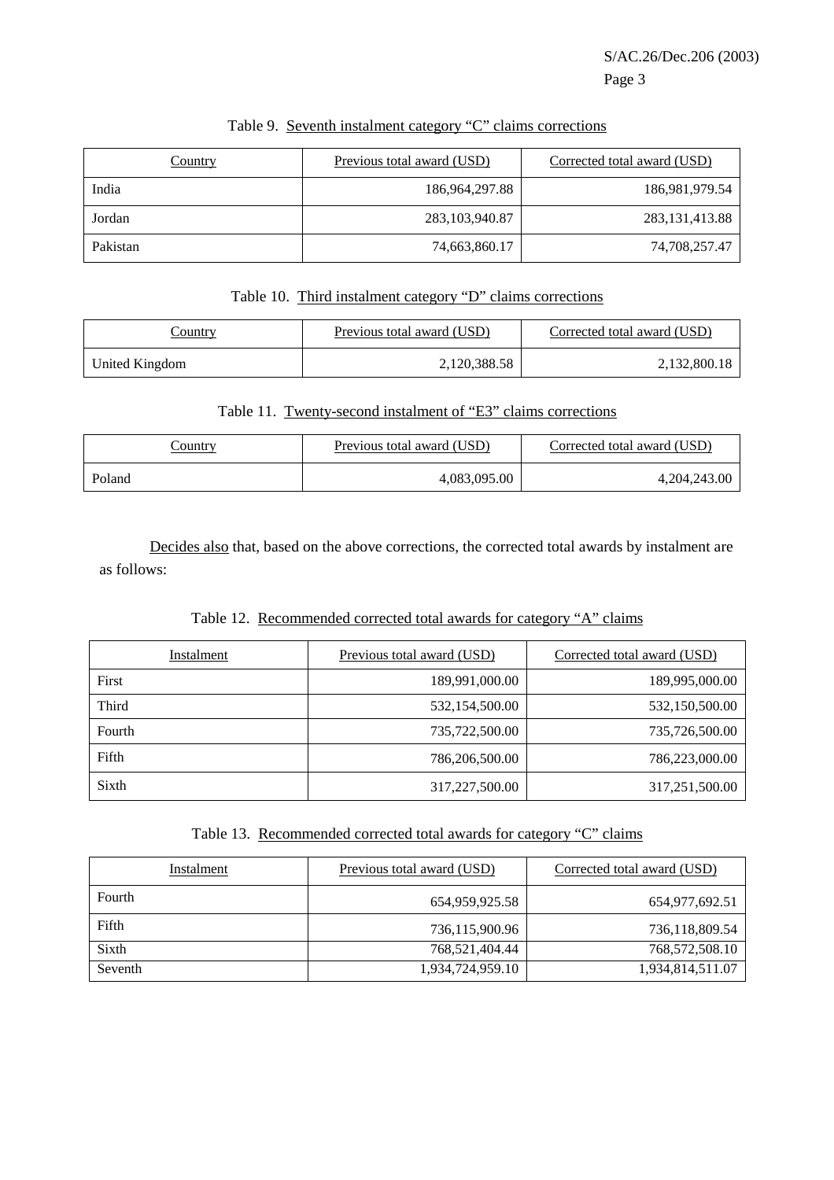Table 9. Seventh instalment category “C” claims corrections

| Country | Previous total award (USD) | Corrected total award (USD) |
|---|---|---|
| India | 186,964,297.88 | 186,981,979.54 |
| Jordan | 283,103,940.87 | 283,131,413.88 |
| Pakistan | 74,663,860.17 | 74,708,257.47 |

Table 10. Third instalment category “D” claims corrections

| Country | Previous total award (USD) | Corrected total award (USD) |
|---|---|---|
| United Kingdom | 2,120,388.58 | 2,132,800.18 |

Table 11. Twenty-second instalment of “E3” claims corrections

| Country | Previous total award (USD) | Corrected total award (USD) |
|---|---|---|
| Poland | 4,083,095.00 | 4,204,243.00 |

Decides also that, based on the above corrections, the corrected total awards by instalment are as follows:

Table 12. Recommended corrected total awards for category “A” claims

| Instalment | Previous total award (USD) | Corrected total award (USD) |
|---|---|---|
| First | 189,991,000.00 | 189,995,000.00 |
| Third | 532,154,500.00 | 532,150,500.00 |
| Fourth | 735,722,500.00 | 735,726,500.00 |
| Fifth | 786,206,500.00 | 786,223,000.00 |
| Sixth | 317,227,500.00 | 317,251,500.00 |

Table 13. Recommended corrected total awards for category “C” claims

| Instalment | Previous total award (USD) | Corrected total award (USD) |
|---|---|---|
| Fourth | 654,959,925.58 | 654,977,692.51 |
| Fifth | 736,115,900.96 | 736,118,809.54 |
| Sixth | 768,521,404.44 | 768,572,508.10 |
| Seventh | 1,934,724,959.10 | 1,934,814,511.07 |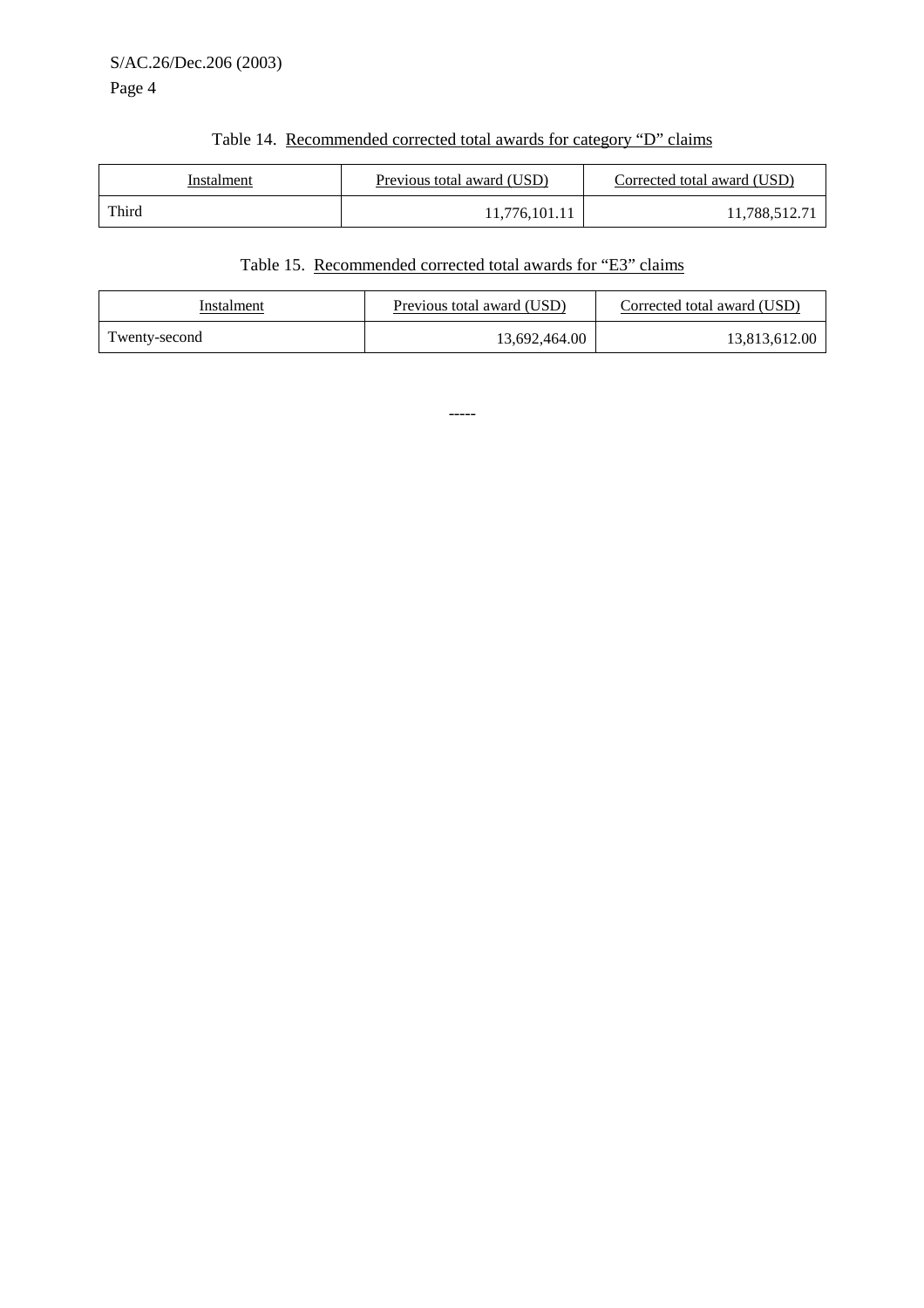Table 14. Recommended corrected total awards for category "D" claims

| Instalment | Previous total award (USD) | Corrected total award (USD) |
|---|---|---|
| Third | 11,776,101.11 | 11,788,512.71 |

Table 15. Recommended corrected total awards for "E3" claims

| Instalment | Previous total award (USD) | Corrected total award (USD) |
|---|---|---|
| Twenty-second | 13,692,464.00 | 13,813,612.00 |

-----